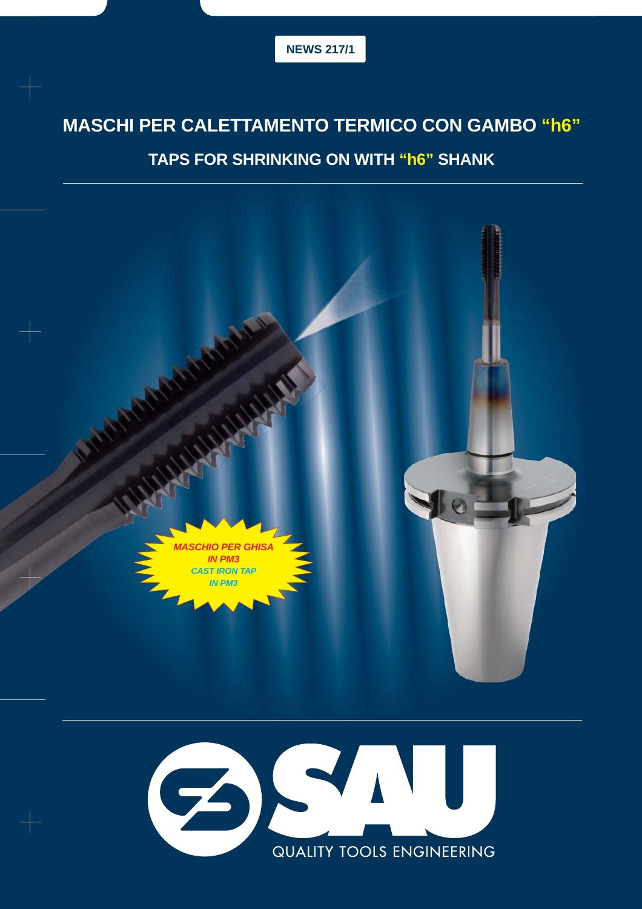NEWS 217/1

# MASCHI PER CALETTAMENTO TERMICO CON GAMBO "h6"

## TAPS FOR SHRINKING ON WITH "h6" SHANK

*MASCHIO PER GHISA IN PM3*

*CAST IRON TAP IN PM3*

SAU

QUALITY TOOLS ENGINEERING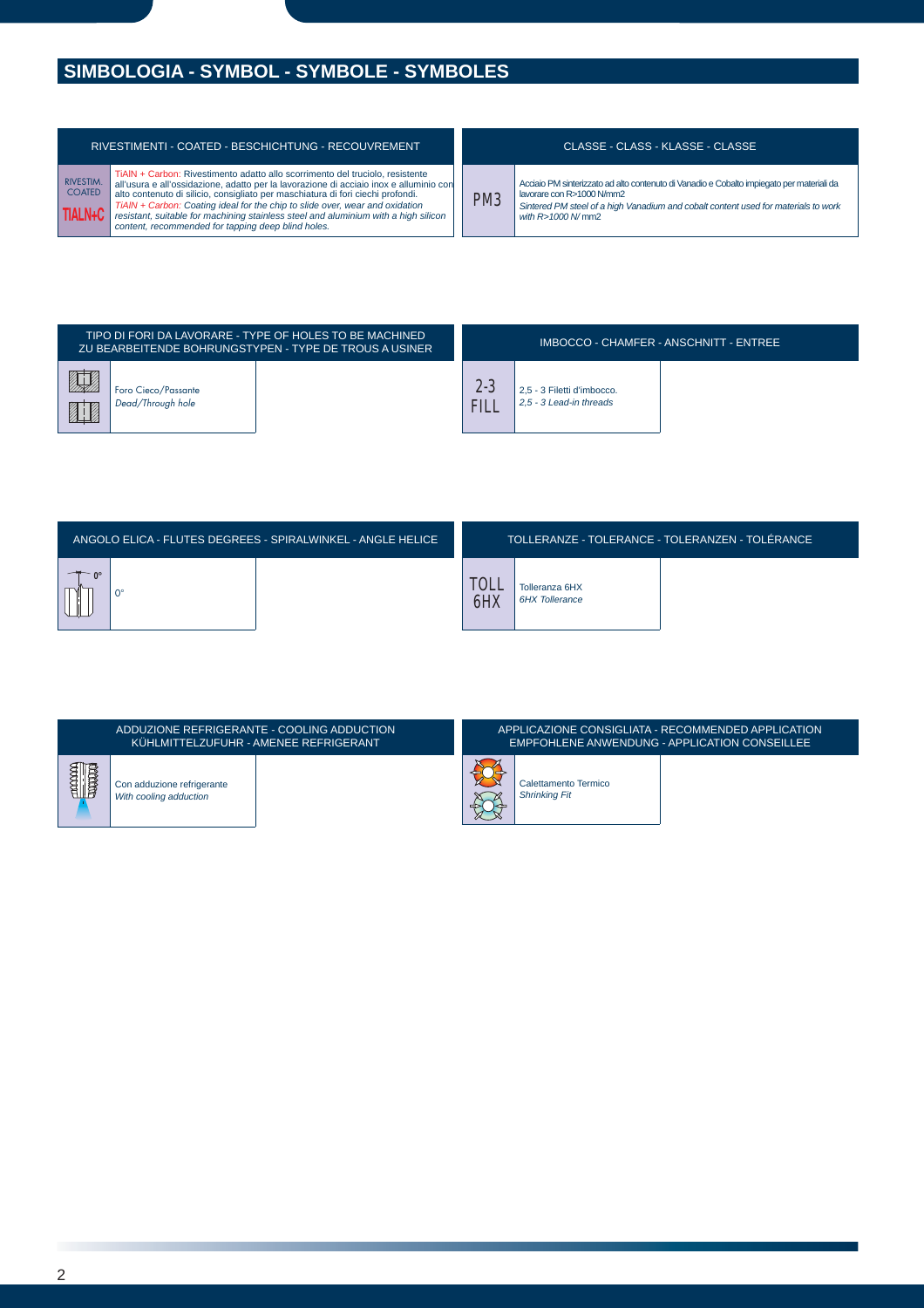# SIMBOLOGIA - SYMBOL - SYMBOLE - SYMBOLES

| RIVESTIMENTI - COATED - BESCHICHTUNG - RECOUVREMENT | |
|---|---|
| RIVESTIM. COATED TIALN+C | TiAlN + Carbon: Rivestimento adatto allo scorrimento del truciolo, resistente all'usura e all'ossidazione, adatto per la lavorazione di acciaio inox e alluminio con alto contenuto di silicio, consigliato per maschiatura di fori ciechi profondi. *TiAlN + Carbon: Coating ideal for the chip to slide over, wear and oxidation resistant, suitable for machining stainless steel and aluminium with a high silicon content, recommended for tapping deep blind holes.* |

| CLASSE - CLASS - KLASSE - CLASSE | |
|---|---|
| PM3 | Acciaio PM sinterizzato ad alto contenuto di Vanadio e Cobalto impiegato per materiali da lavorare con R>1000 N/mm2 *Sintered PM steel of a high Vanadium and cobalt content used for materials to work with R>1000 N/ mm2* |

| TIPO DI FORI DA LAVORARE - TYPE OF HOLES TO BE MACHINED ZU BEARBEITENDE BOHRUNGSTYPEN - TYPE DE TROUS A USINER | |
|---|---|
| | Foro Cieco/Passante *Dead/Through hole* |

| IMBOCCO - CHAMFER - ANSCHNITT - ENTREE | |
|---|---|
| 2-3 FILL | 2,5 - 3 Filetti d'imbocco. *2,5 - 3 Lead-in threads* |

| ANGOLO ELICA - FLUTES DEGREES - SPIRALWINKEL - ANGLE HELICE | |
|---|---|
| 0° | 0° |

| TOLLERANZE - TOLERANCE - TOLERANZEN - TOLÉRANCE | |
|---|---|
| TOLL 6HX | Tolleranza 6HX *6HX Tollerance* |

| ADDUZIONE REFRIGERANTE - COOLING ADDUCTION KÜHLMITTELZUFUHR - AMENEE REFRIGERANT | |
|---|---|
| | Con adduzione refrigerante *With cooling adduction* |

| APPLICAZIONE CONSIGLIATA - RECOMMENDED APPLICATION EMPFOHLENE ANWENDUNG - APPLICATION CONSEILLEE | |
|---|---|
| | Calettamento Termico *Shrinking Fit* |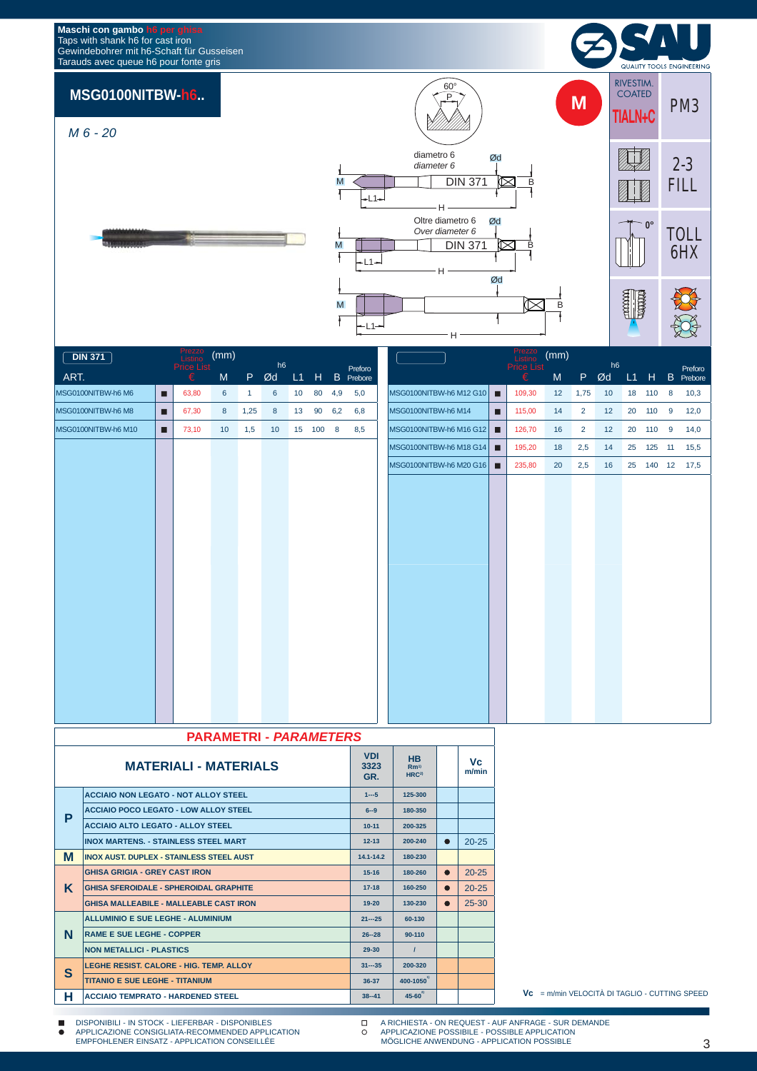**Maschi con gambo h6 per ghisa**
Taps with shank h6 for cast iron
Gewindebohrer mit h6-Schaft für Gusseisen
Tarauds avec queue h6 pour fonte gris

# MSG0100NITBW-h6..

*M 6 - 20*

M

RIVESTIM. COATED TIALN+C — PM3

2-3 FILL

0° — TOLL 6HX

diametro 6 / *diameter 6* — DIN 371 — Ød — M — L1 — H — B

Oltre diametro 6 / *Over diameter 6* — DIN 371 — Ød — M — L1 — H — B

60° P

| DIN 371 ART. | | Prezzo Listino Price List € | M (mm) | P | Ød h6 | L1 | H | B | Preforo Prebore |
|---|---|---|---|---|---|---|---|---|---|
| MSG0100NITBW-h6 M6 | ■ | 63,80 | 6 | 1 | 6 | 10 | 80 | 4,9 | 5,0 |
| MSG0100NITBW-h6 M8 | ■ | 67,30 | 8 | 1,25 | 8 | 13 | 90 | 6,2 | 6,8 |
| MSG0100NITBW-h6 M10 | ■ | 73,10 | 10 | 1,5 | 10 | 15 | 100 | 8 | 8,5 |
| MSG0100NITBW-h6 M12 G10 | ■ | 109,30 | 12 | 1,75 | 10 | 18 | 110 | 8 | 10,3 |
| MSG0100NITBW-h6 M14 | ■ | 115,00 | 14 | 2 | 12 | 20 | 110 | 9 | 12,0 |
| MSG0100NITBW-h6 M16 G12 | ■ | 126,70 | 16 | 2 | 12 | 20 | 110 | 9 | 14,0 |
| MSG0100NITBW-h6 M18 G14 | ■ | 195,20 | 18 | 2,5 | 14 | 25 | 125 | 11 | 15,5 |
| MSG0100NITBW-h6 M20 G16 | ■ | 235,80 | 20 | 2,5 | 16 | 25 | 140 | 12 | 17,5 |

## PARAMETRI - *PARAMETERS*

| | MATERIALI - MATERIALS | VDI 3323 GR. | HB Rm[1] HRC[2] | | Vc m/min |
|---|---|---|---|---|---|
| P | ACCIAIO NON LEGATO - NOT ALLOY STEEL | 1---5 | 125-300 | | |
| P | ACCIAIO POCO LEGATO - LOW ALLOY STEEL | 6--9 | 180-350 | | |
| P | ACCIAIO ALTO LEGATO - ALLOY STEEL | 10-11 | 200-325 | | |
| P | INOX MARTENS. - STAINLESS STEEL MART | 12-13 | 200-240 | ● | 20-25 |
| M | INOX AUST. DUPLEX - STAINLESS STEEL AUST | 14.1-14.2 | 180-230 | | |
| K | GHISA GRIGIA - GREY CAST IRON | 15-16 | 180-260 | ● | 20-25 |
| K | GHISA SFEROIDALE - SPHEROIDAL GRAPHITE | 17-18 | 160-250 | ● | 20-25 |
| K | GHISA MALLEABILE - MALLEABLE CAST IRON | 19-20 | 130-230 | ● | 25-30 |
| N | ALLUMINIO E SUE LEGHE - ALUMINIUM | 21---25 | 60-130 | | |
| N | RAME E SUE LEGHE - COPPER | 26--28 | 90-110 | | |
| N | NON METALLICI - PLASTICS | 29-30 | / | | |
| S | LEGHE RESIST. CALORE - HIG. TEMP. ALLOY | 31---35 | 200-320 | | |
| S | TITANIO E SUE LEGHE - TITANIUM | 36-37 | 400-1050[1] | | |
| H | ACCIAIO TEMPRATO - HARDENED STEEL | 38--41 | 45-60[2] | | |

**Vc** = m/min VELOCITÀ DI TAGLIO - CUTTING SPEED

■ DISPONIBILI - IN STOCK - LIEFERBAR - DISPONIBLES
● APPLICAZIONE CONSIGLIATA-RECOMMENDED APPLICATION EMPFOHLENER EINSATZ - APPLICATION CONSEILLÉE
□ A RICHIESTA - ON REQUEST - AUF ANFRAGE - SUR DEMANDE
○ APPLICAZIONE POSSIBILE - POSSIBLE APPLICATION MÖGLICHE ANWENDUNG - APPLICATION POSSIBLE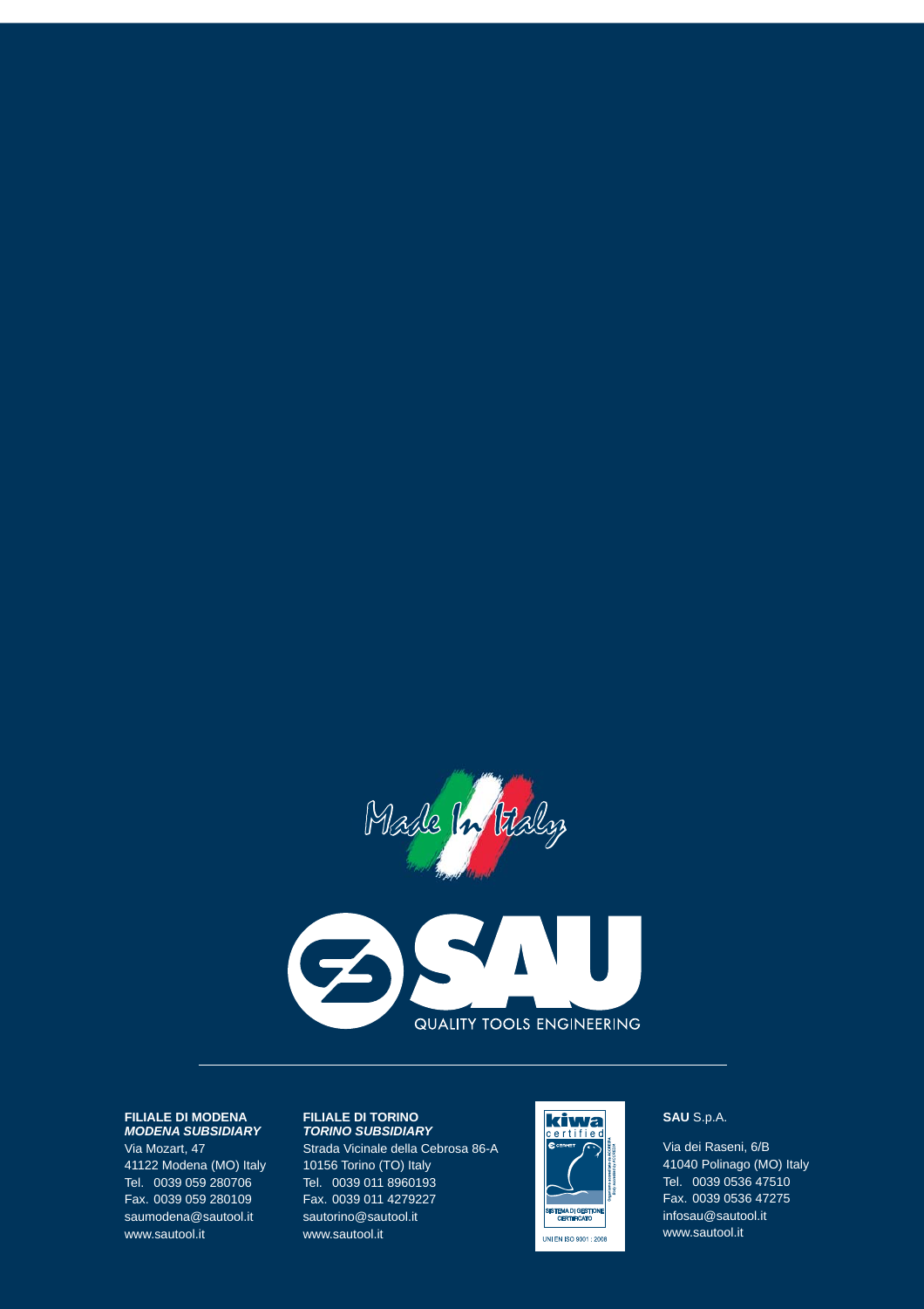Made In Italy

SAU

QUALITY TOOLS ENGINEERING

**FILIALE DI MODENA**
***MODENA SUBSIDIARY***
Via Mozart, 47
41122 Modena (MO) Italy
Tel. 0039 059 280706
Fax. 0039 059 280109
saumodena@sautool.it
www.sautool.it

**FILIALE DI TORINO**
***TORINO SUBSIDIARY***
Strada Vicinale della Cebrosa 86-A
10156 Torino (TO) Italy
Tel. 0039 011 8960193
Fax. 0039 011 4279227
sautorino@sautool.it
www.sautool.it

kiwa certified
SISTEMA DI GESTIONE CERTIFICATO
UNI EN ISO 9001 : 2008

**SAU** S.p.A.

Via dei Raseni, 6/B
41040 Polinago (MO) Italy
Tel. 0039 0536 47510
Fax. 0039 0536 47275
infosau@sautool.it
www.sautool.it